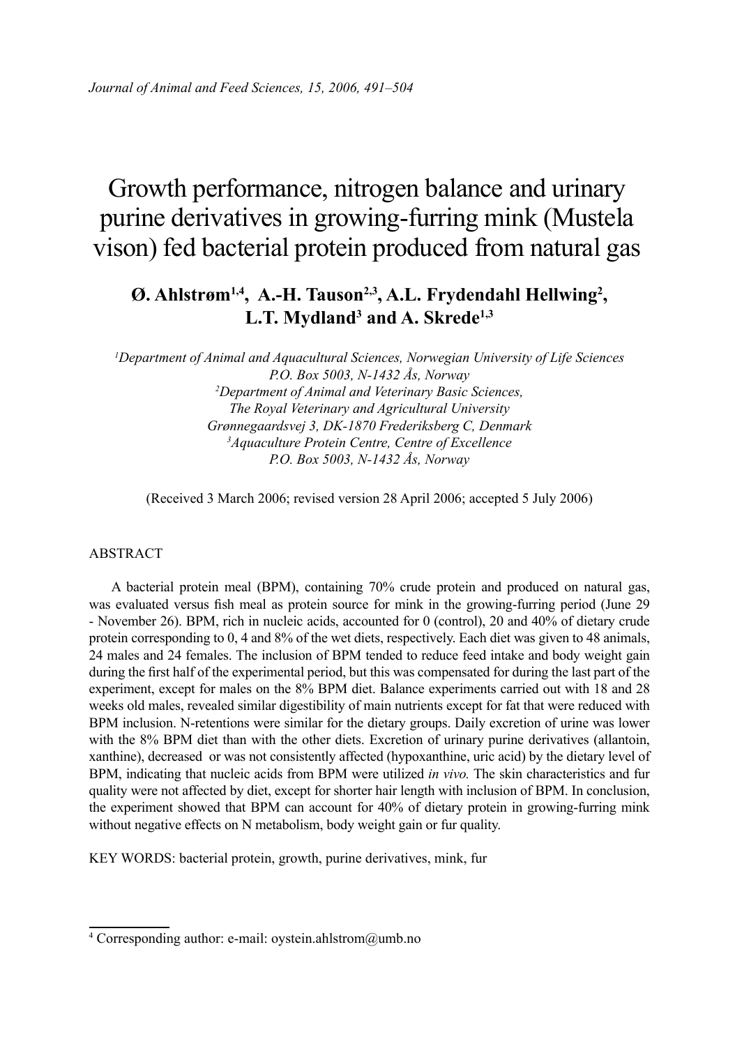# Growth performance, nitrogen balance and urinary purine derivatives in growing-furring mink (Mustela vison) fed bacterial protein produced from natural gas

**Ø. Ahlstrøm[1,4], A.-H. Tauson[2,3], A.L. Frydendahl Hellwing[2], L.T. Mydland[3] and A. Skrede[1,3]**

*[1]Department of Animal and Aquacultural Sciences, Norwegian University of Life Sciences P.O. Box 5003, N-1432 Ås, Norway*
*[2]Department of Animal and Veterinary Basic Sciences, The Royal Veterinary and Agricultural University Grønnegaardsvej 3, DK-1870 Frederiksberg C, Denmark*
*[3]Aquaculture Protein Centre, Centre of Excellence P.O. Box 5003, N-1432 Ås, Norway*

(Received 3 March 2006; revised version 28 April 2006; accepted 5 July 2006)

## ABSTRACT

A bacterial protein meal (BPM), containing 70% crude protein and produced on natural gas, was evaluated versus fish meal as protein source for mink in the growing-furring period (June 29 - November 26). BPM, rich in nucleic acids, accounted for 0 (control), 20 and 40% of dietary crude protein corresponding to 0, 4 and 8% of the wet diets, respectively. Each diet was given to 48 animals, 24 males and 24 females. The inclusion of BPM tended to reduce feed intake and body weight gain during the first half of the experimental period, but this was compensated for during the last part of the experiment, except for males on the 8% BPM diet. Balance experiments carried out with 18 and 28 weeks old males, revealed similar digestibility of main nutrients except for fat that were reduced with BPM inclusion. N-retentions were similar for the dietary groups. Daily excretion of urine was lower with the 8% BPM diet than with the other diets. Excretion of urinary purine derivatives (allantoin, xanthine), decreased or was not consistently affected (hypoxanthine, uric acid) by the dietary level of BPM, indicating that nucleic acids from BPM were utilized *in vivo.* The skin characteristics and fur quality were not affected by diet, except for shorter hair length with inclusion of BPM. In conclusion, the experiment showed that BPM can account for 40% of dietary protein in growing-furring mink without negative effects on N metabolism, body weight gain or fur quality.

KEY WORDS: bacterial protein, growth, purine derivatives, mink, fur

---

[4] Corresponding author: e-mail: oystein.ahlstrom@umb.no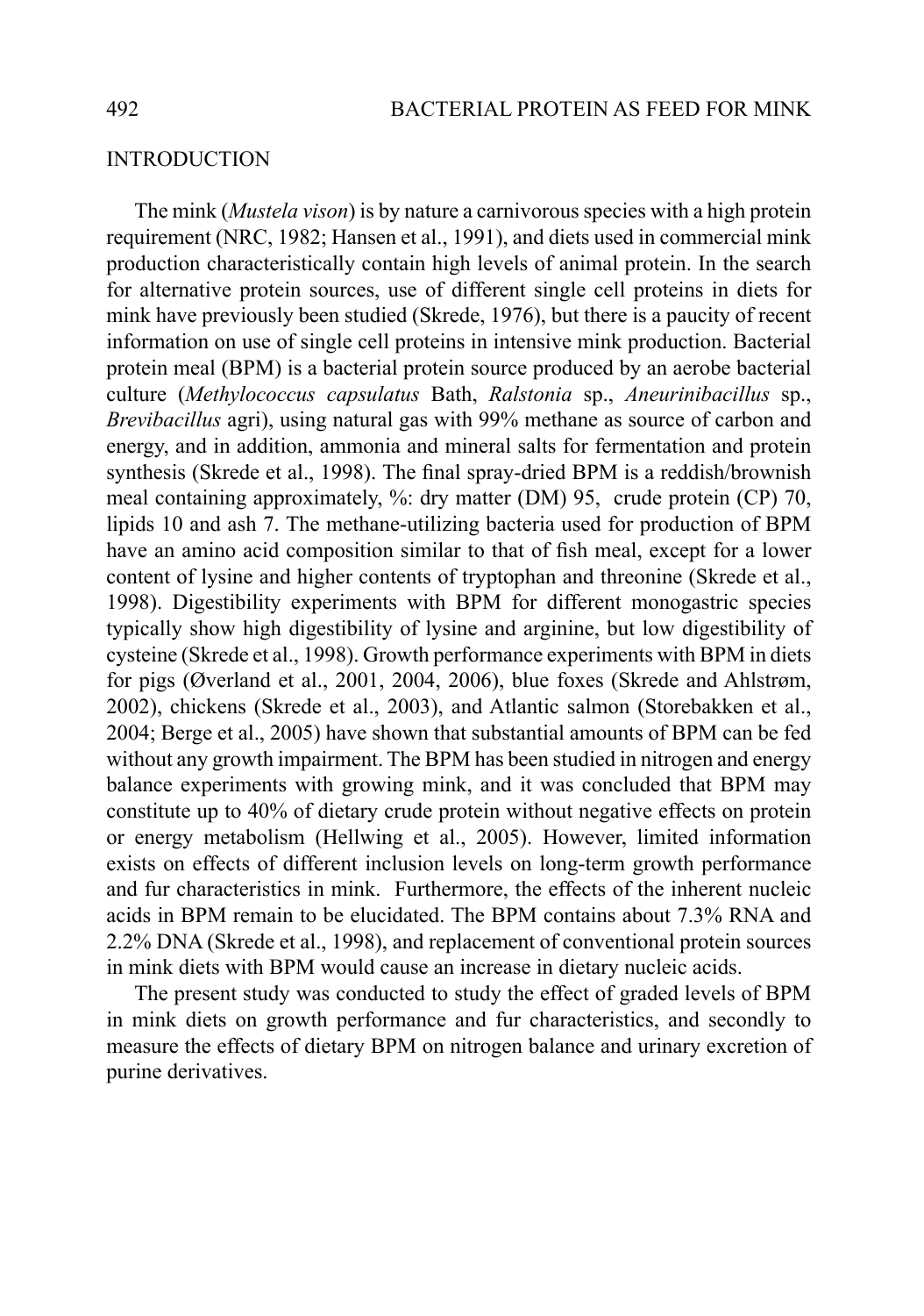## INTRODUCTION

The mink (*Mustela vison*) is by nature a carnivorous species with a high protein requirement (NRC, 1982; Hansen et al., 1991), and diets used in commercial mink production characteristically contain high levels of animal protein. In the search for alternative protein sources, use of different single cell proteins in diets for mink have previously been studied (Skrede, 1976), but there is a paucity of recent information on use of single cell proteins in intensive mink production. Bacterial protein meal (BPM) is a bacterial protein source produced by an aerobe bacterial culture (*Methylococcus capsulatus* Bath, *Ralstonia* sp., *Aneurinibacillus* sp., *Brevibacillus* agri), using natural gas with 99% methane as source of carbon and energy, and in addition, ammonia and mineral salts for fermentation and protein synthesis (Skrede et al., 1998). The final spray-dried BPM is a reddish/brownish meal containing approximately, %: dry matter (DM) 95, crude protein (CP) 70, lipids 10 and ash 7. The methane-utilizing bacteria used for production of BPM have an amino acid composition similar to that of fish meal, except for a lower content of lysine and higher contents of tryptophan and threonine (Skrede et al., 1998). Digestibility experiments with BPM for different monogastric species typically show high digestibility of lysine and arginine, but low digestibility of cysteine (Skrede et al., 1998). Growth performance experiments with BPM in diets for pigs (Øverland et al., 2001, 2004, 2006), blue foxes (Skrede and Ahlstrøm, 2002), chickens (Skrede et al., 2003), and Atlantic salmon (Storebakken et al., 2004; Berge et al., 2005) have shown that substantial amounts of BPM can be fed without any growth impairment. The BPM has been studied in nitrogen and energy balance experiments with growing mink, and it was concluded that BPM may constitute up to 40% of dietary crude protein without negative effects on protein or energy metabolism (Hellwing et al., 2005). However, limited information exists on effects of different inclusion levels on long-term growth performance and fur characteristics in mink. Furthermore, the effects of the inherent nucleic acids in BPM remain to be elucidated. The BPM contains about 7.3% RNA and 2.2% DNA (Skrede et al., 1998), and replacement of conventional protein sources in mink diets with BPM would cause an increase in dietary nucleic acids.

The present study was conducted to study the effect of graded levels of BPM in mink diets on growth performance and fur characteristics, and secondly to measure the effects of dietary BPM on nitrogen balance and urinary excretion of purine derivatives.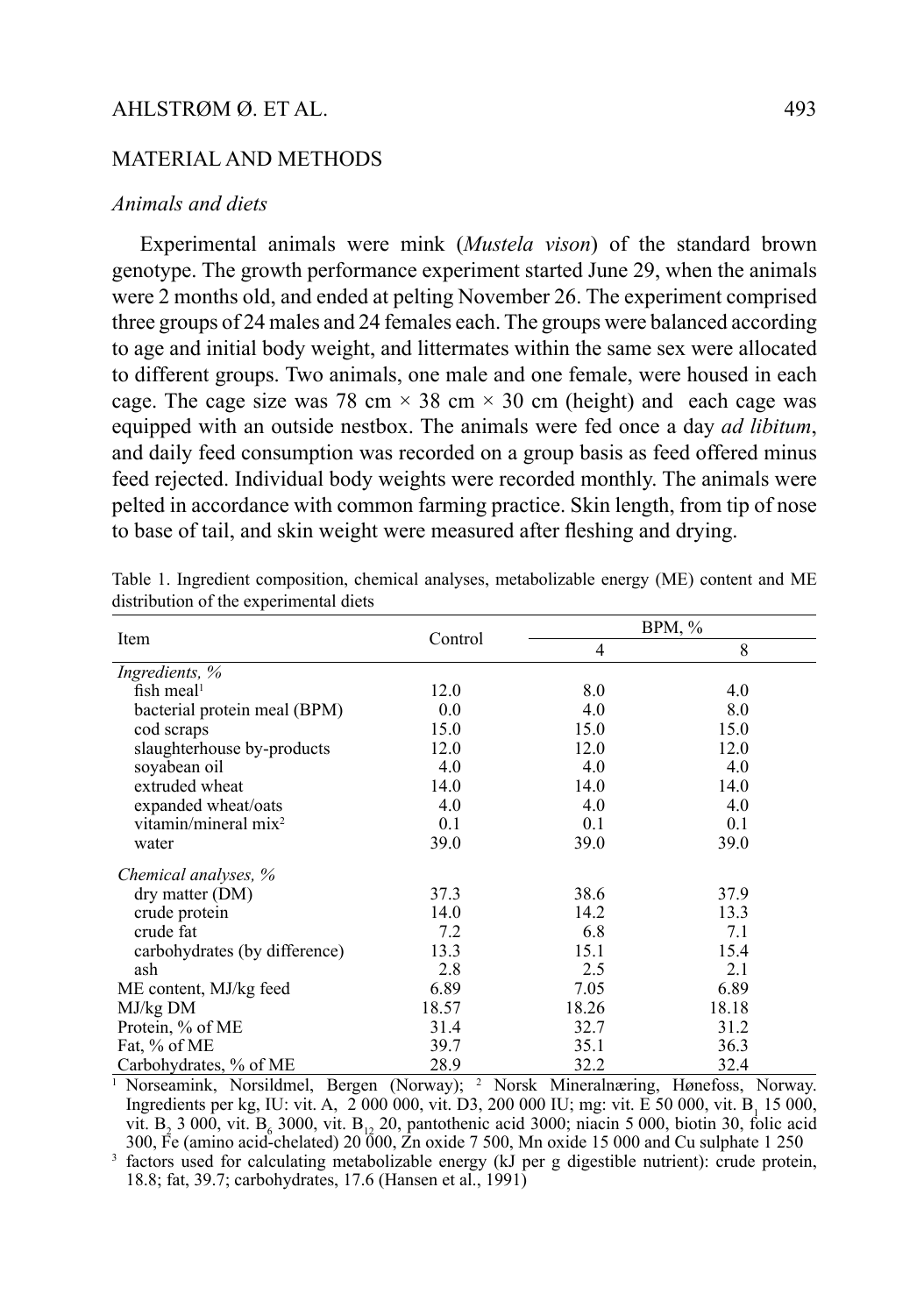## MATERIAL AND METHODS

### *Animals and diets*

Experimental animals were mink (*Mustela vison*) of the standard brown genotype. The growth performance experiment started June 29, when the animals were 2 months old, and ended at pelting November 26. The experiment comprised three groups of 24 males and 24 females each. The groups were balanced according to age and initial body weight, and littermates within the same sex were allocated to different groups. Two animals, one male and one female, were housed in each cage. The cage size was 78 cm × 38 cm × 30 cm (height) and each cage was equipped with an outside nestbox. The animals were fed once a day *ad libitum*, and daily feed consumption was recorded on a group basis as feed offered minus feed rejected. Individual body weights were recorded monthly. The animals were pelted in accordance with common farming practice. Skin length, from tip of nose to base of tail, and skin weight were measured after fleshing and drying.

Table 1. Ingredient composition, chemical analyses, metabolizable energy (ME) content and ME distribution of the experimental diets

| Item | Control | BPM, % | |
|---|---|---|---|
| | | 4 | 8 |
| *Ingredients, %* | | | |
| fish meal[1] | 12.0 | 8.0 | 4.0 |
| bacterial protein meal (BPM) | 0.0 | 4.0 | 8.0 |
| cod scraps | 15.0 | 15.0 | 15.0 |
| slaughterhouse by-products | 12.0 | 12.0 | 12.0 |
| soyabean oil | 4.0 | 4.0 | 4.0 |
| extruded wheat | 14.0 | 14.0 | 14.0 |
| expanded wheat/oats | 4.0 | 4.0 | 4.0 |
| vitamin/mineral mix[2] | 0.1 | 0.1 | 0.1 |
| water | 39.0 | 39.0 | 39.0 |
| *Chemical analyses, %* | | | |
| dry matter (DM) | 37.3 | 38.6 | 37.9 |
| crude protein | 14.0 | 14.2 | 13.3 |
| crude fat | 7.2 | 6.8 | 7.1 |
| carbohydrates (by difference) | 13.3 | 15.1 | 15.4 |
| ash | 2.8 | 2.5 | 2.1 |
| ME content, MJ/kg feed | 6.89 | 7.05 | 6.89 |
| MJ/kg DM | 18.57 | 18.26 | 18.18 |
| Protein, % of ME | 31.4 | 32.7 | 31.2 |
| Fat, % of ME | 39.7 | 35.1 | 36.3 |
| Carbohydrates, % of ME | 28.9 | 32.2 | 32.4 |

[1] Norseamink, Norsildmel, Bergen (Norway); [2] Norsk Mineralnæring, Hønefoss, Norway. Ingredients per kg, IU: vit. A, 2 000 000, vit. D3, 200 000 IU; mg: vit. E 50 000, vit. $B_1$ 15 000, vit. $B_2$ 3 000, vit. $B_6$ 3000, vit. $B_{12}$ 20, pantothenic acid 3000; niacin 5 000, biotin 30, folic acid 300, Fe (amino acid-chelated) 20 000, Zn oxide 7 500, Mn oxide 15 000 and Cu sulphate 1 250

[3] factors used for calculating metabolizable energy (kJ per g digestible nutrient): crude protein, 18.8; fat, 39.7; carbohydrates, 17.6 (Hansen et al., 1991)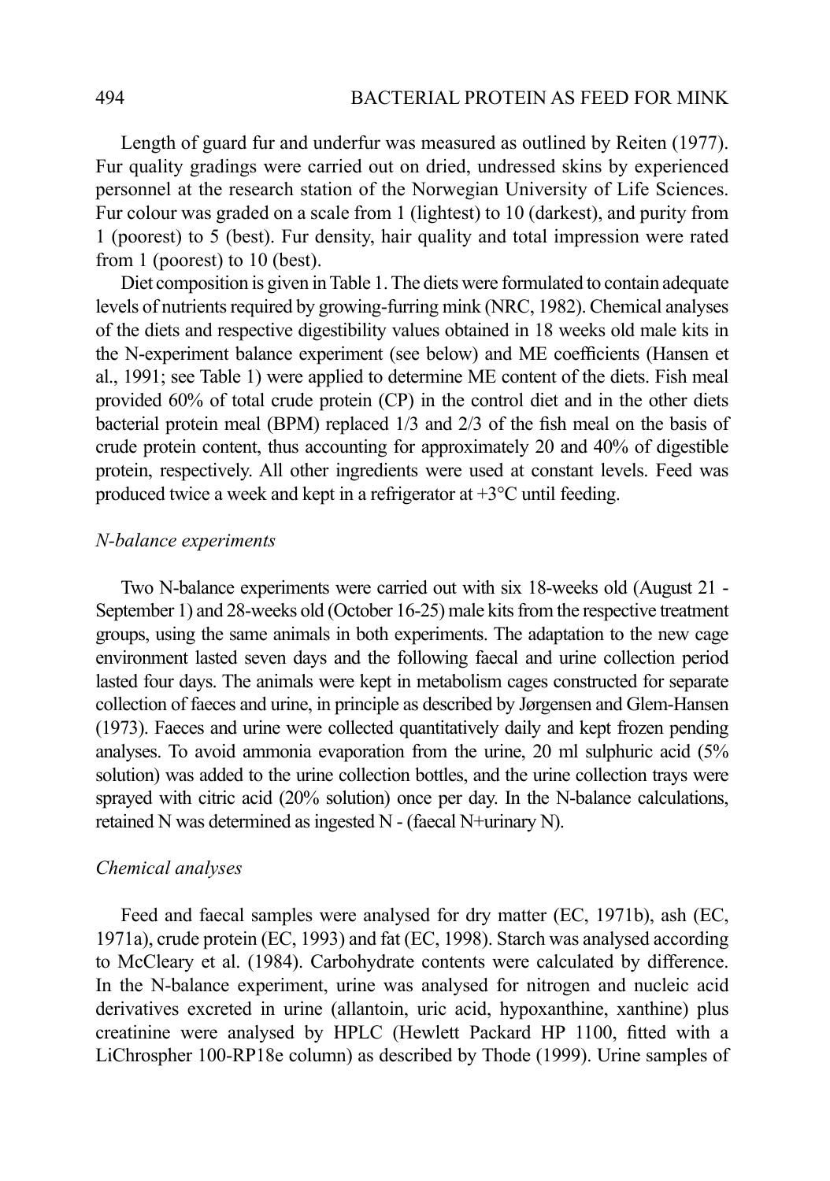Length of guard fur and underfur was measured as outlined by Reiten (1977). Fur quality gradings were carried out on dried, undressed skins by experienced personnel at the research station of the Norwegian University of Life Sciences. Fur colour was graded on a scale from 1 (lightest) to 10 (darkest), and purity from 1 (poorest) to 5 (best). Fur density, hair quality and total impression were rated from 1 (poorest) to 10 (best).

Diet composition is given in Table 1. The diets were formulated to contain adequate levels of nutrients required by growing-furring mink (NRC, 1982). Chemical analyses of the diets and respective digestibility values obtained in 18 weeks old male kits in the N-experiment balance experiment (see below) and ME coefficients (Hansen et al., 1991; see Table 1) were applied to determine ME content of the diets. Fish meal provided 60% of total crude protein (CP) in the control diet and in the other diets bacterial protein meal (BPM) replaced 1/3 and 2/3 of the fish meal on the basis of crude protein content, thus accounting for approximately 20 and 40% of digestible protein, respectively. All other ingredients were used at constant levels. Feed was produced twice a week and kept in a refrigerator at +3°C until feeding.

### *N-balance experiments*

Two N-balance experiments were carried out with six 18-weeks old (August 21 - September 1) and 28-weeks old (October 16-25) male kits from the respective treatment groups, using the same animals in both experiments. The adaptation to the new cage environment lasted seven days and the following faecal and urine collection period lasted four days. The animals were kept in metabolism cages constructed for separate collection of faeces and urine, in principle as described by Jørgensen and Glem-Hansen (1973). Faeces and urine were collected quantitatively daily and kept frozen pending analyses. To avoid ammonia evaporation from the urine, 20 ml sulphuric acid (5% solution) was added to the urine collection bottles, and the urine collection trays were sprayed with citric acid (20% solution) once per day. In the N-balance calculations, retained N was determined as ingested N - (faecal N+urinary N).

### *Chemical analyses*

Feed and faecal samples were analysed for dry matter (EC, 1971b), ash (EC, 1971a), crude protein (EC, 1993) and fat (EC, 1998). Starch was analysed according to McCleary et al. (1984). Carbohydrate contents were calculated by difference. In the N-balance experiment, urine was analysed for nitrogen and nucleic acid derivatives excreted in urine (allantoin, uric acid, hypoxanthine, xanthine) plus creatinine were analysed by HPLC (Hewlett Packard HP 1100, fitted with a LiChrospher 100-RP18e column) as described by Thode (1999). Urine samples of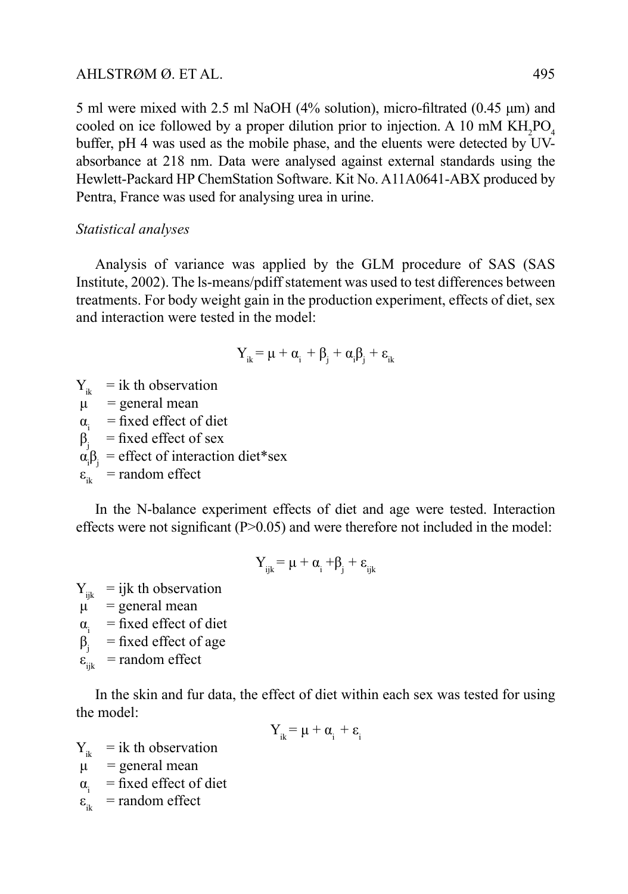5 ml were mixed with 2.5 ml NaOH (4% solution), micro-filtrated (0.45 μm) and cooled on ice followed by a proper dilution prior to injection. A 10 mM $KH_2PO_4$ buffer, pH 4 was used as the mobile phase, and the eluents were detected by UV-absorbance at 218 nm. Data were analysed against external standards using the Hewlett-Packard HP ChemStation Software. Kit No. A11A0641-ABX produced by Pentra, France was used for analysing urea in urine.

*Statistical analyses*

Analysis of variance was applied by the GLM procedure of SAS (SAS Institute, 2002). The ls-means/pdiff statement was used to test differences between treatments. For body weight gain in the production experiment, effects of diet, sex and interaction were tested in the model:

$$Y_{ik} = \mu + \alpha_i + \beta_j + \alpha_i\beta_j + \varepsilon_{ik}$$

$Y_{ik}$ = ik th observation  
$\mu$ = general mean  
$\alpha_i$ = fixed effect of diet  
$\beta_j$ = fixed effect of sex  
$\alpha_i\beta_j$ = effect of interaction diet*sex  
$\varepsilon_{ik}$ = random effect

In the N-balance experiment effects of diet and age were tested. Interaction effects were not significant (P>0.05) and were therefore not included in the model:

$$Y_{ijk} = \mu + \alpha_i + \beta_j + \varepsilon_{ijk}$$

$Y_{ijk}$ = ijk th observation  
$\mu$ = general mean  
$\alpha_i$ = fixed effect of diet  
$\beta_j$ = fixed effect of age  
$\varepsilon_{ijk}$ = random effect

In the skin and fur data, the effect of diet within each sex was tested for using the model:

$$Y_{ik} = \mu + \alpha_i + \varepsilon_i$$

$Y_{ik}$ = ik th observation  
$\mu$ = general mean  
$\alpha_i$ = fixed effect of diet  
$\varepsilon_{ik}$ = random effect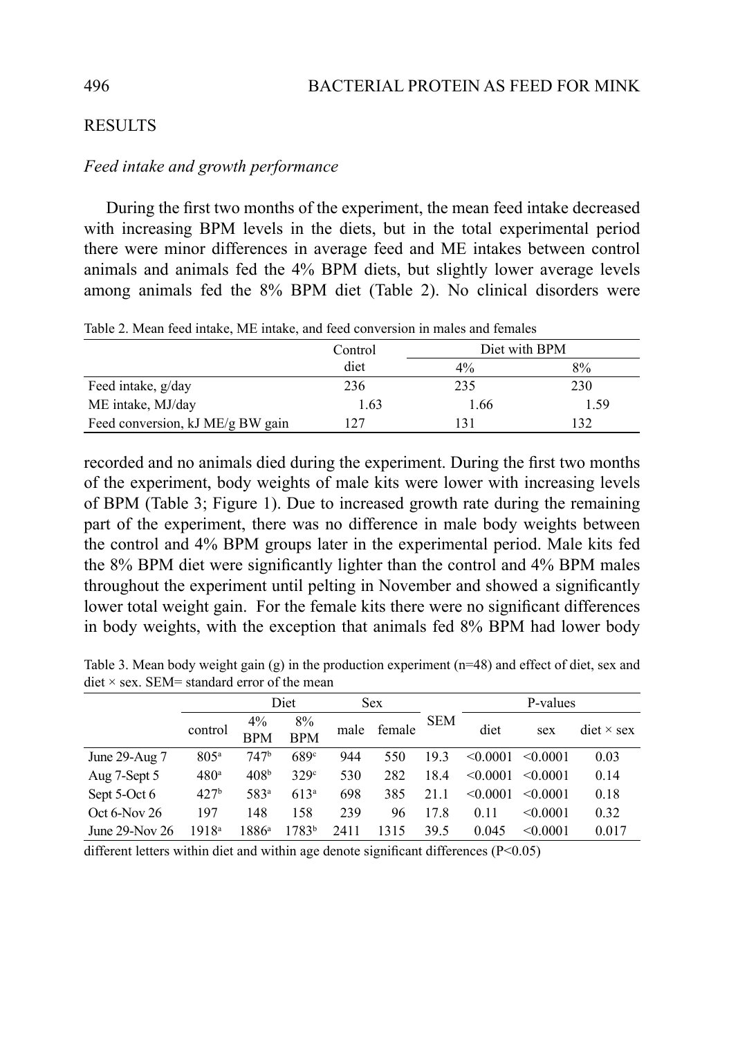## RESULTS

### *Feed intake and growth performance*

During the first two months of the experiment, the mean feed intake decreased with increasing BPM levels in the diets, but in the total experimental period there were minor differences in average feed and ME intakes between control animals and animals fed the 4% BPM diets, but slightly lower average levels among animals fed the 8% BPM diet (Table 2). No clinical disorders were recorded and no animals died during the experiment. During the first two months of the experiment, body weights of male kits were lower with increasing levels of BPM (Table 3; Figure 1). Due to increased growth rate during the remaining part of the experiment, there was no difference in male body weights between the control and 4% BPM groups later in the experimental period. Male kits fed the 8% BPM diet were significantly lighter than the control and 4% BPM males throughout the experiment until pelting in November and showed a significantly lower total weight gain. For the female kits there were no significant differences in body weights, with the exception that animals fed 8% BPM had lower body

Table 2. Mean feed intake, ME intake, and feed conversion in males and females

| | Control diet | Diet with BPM | |
|---|---|---|---|
| | | 4% | 8% |
| Feed intake, g/day | 236 | 235 | 230 |
| ME intake, MJ/day | 1.63 | 1.66 | 1.59 |
| Feed conversion, kJ ME/g BW gain | 127 | 131 | 132 |

Table 3. Mean body weight gain (g) in the production experiment (n=48) and effect of diet, sex and diet × sex. SEM= standard error of the mean

| | Diet | | | Sex | | SEM | P-values | | |
|---|---|---|---|---|---|---|---|---|---|
| | control | 4% BPM | 8% BPM | male | female | | diet | sex | diet × sex |
| June 29-Aug 7 | 805[a] | 747[b] | 689[c] | 944 | 550 | 19.3 | <0.0001 | <0.0001 | 0.03 |
| Aug 7-Sept 5 | 480[a] | 408[b] | 329[c] | 530 | 282 | 18.4 | <0.0001 | <0.0001 | 0.14 |
| Sept 5-Oct 6 | 427[b] | 583[a] | 613[a] | 698 | 385 | 21.1 | <0.0001 | <0.0001 | 0.18 |
| Oct 6-Nov 26 | 197 | 148 | 158 | 239 | 96 | 17.8 | 0.11 | <0.0001 | 0.32 |
| June 29-Nov 26 | 1918[a] | 1886[a] | 1783[b] | 2411 | 1315 | 39.5 | 0.045 | <0.0001 | 0.017 |

different letters within diet and within age denote significant differences ($P<0.05$)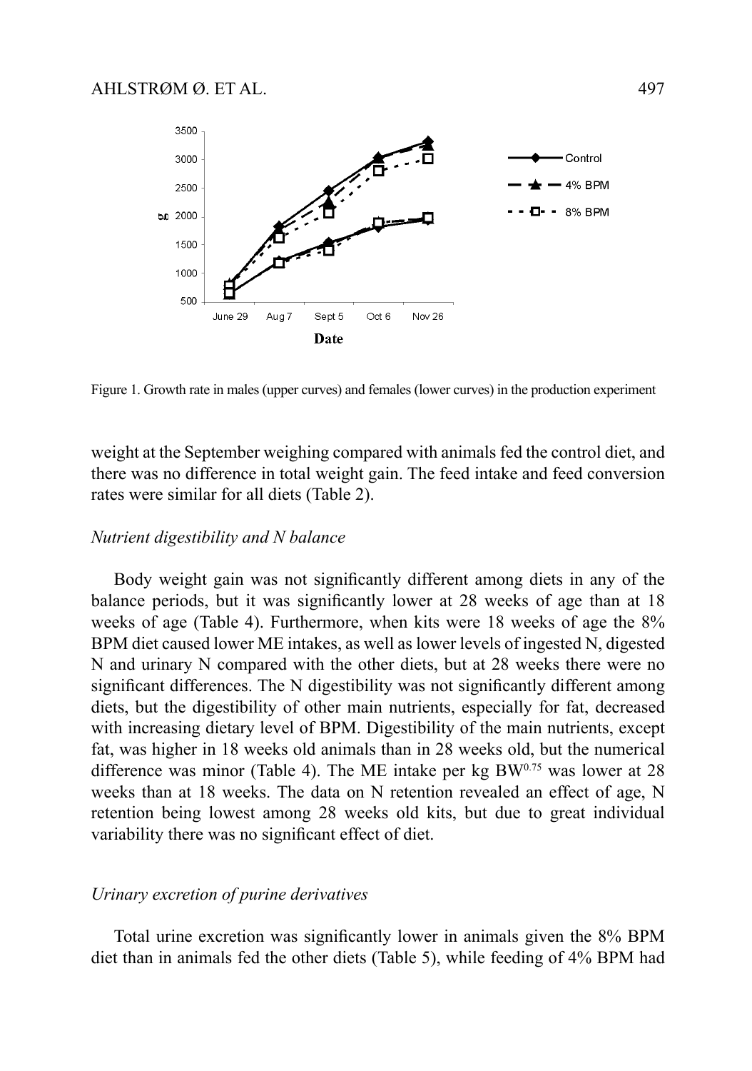Figure 1. Growth rate in males (upper curves) and females (lower curves) in the production experiment

weight at the September weighing compared with animals fed the control diet, and there was no difference in total weight gain. The feed intake and feed conversion rates were similar for all diets (Table 2).

### *Nutrient digestibility and N balance*

Body weight gain was not significantly different among diets in any of the balance periods, but it was significantly lower at 28 weeks of age than at 18 weeks of age (Table 4). Furthermore, when kits were 18 weeks of age the 8% BPM diet caused lower ME intakes, as well as lower levels of ingested N, digested N and urinary N compared with the other diets, but at 28 weeks there were no significant differences. The N digestibility was not significantly different among diets, but the digestibility of other main nutrients, especially for fat, decreased with increasing dietary level of BPM. Digestibility of the main nutrients, except fat, was higher in 18 weeks old animals than in 28 weeks old, but the numerical difference was minor (Table 4). The ME intake per kg $BW^{0.75}$ was lower at 28 weeks than at 18 weeks. The data on N retention revealed an effect of age, N retention being lowest among 28 weeks old kits, but due to great individual variability there was no significant effect of diet.

### *Urinary excretion of purine derivatives*

Total urine excretion was significantly lower in animals given the 8% BPM diet than in animals fed the other diets (Table 5), while feeding of 4% BPM had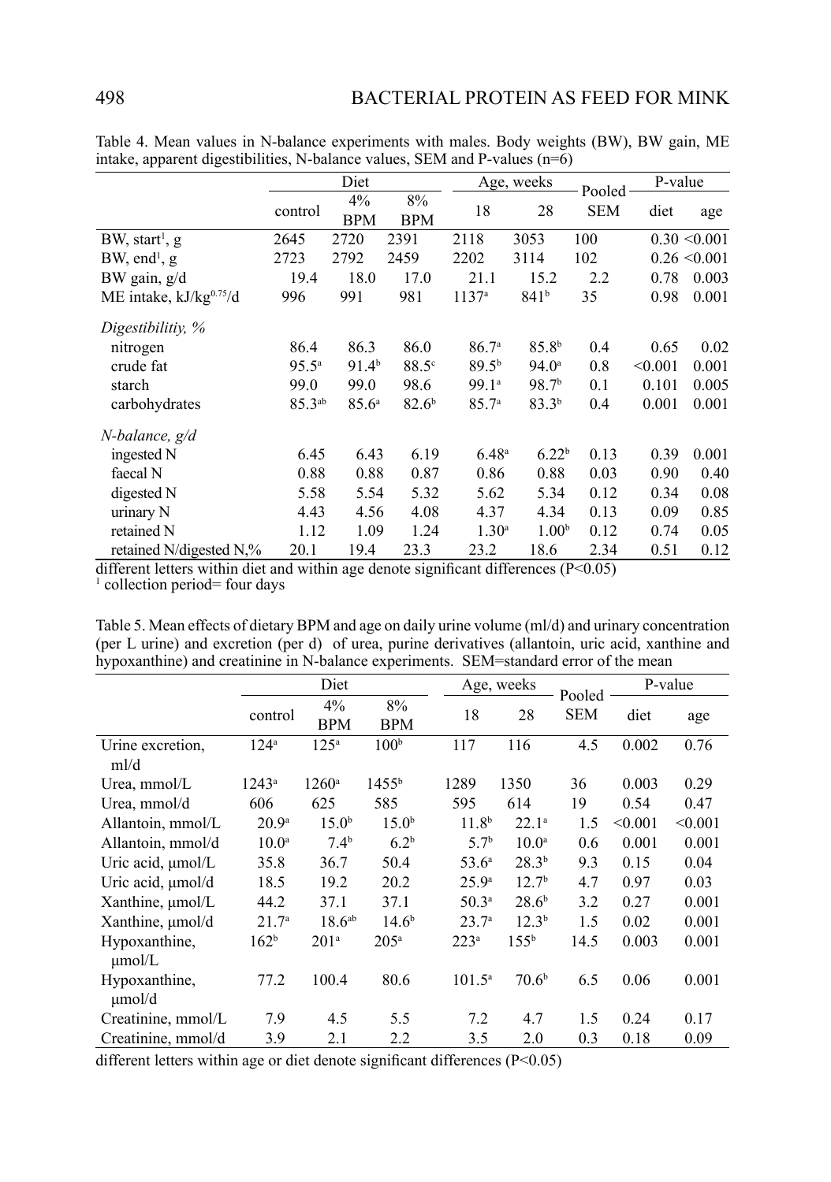Table 4. Mean values in N-balance experiments with males. Body weights (BW), BW gain, ME intake, apparent digestibilities, N-balance values, SEM and P-values (n=6)

| | Diet | | | Age, weeks | | Pooled SEM | P-value | |
|---|---|---|---|---|---|---|---|---|
| | control | 4% BPM | 8% BPM | 18 | 28 | | diet | age |
| BW, start[1], g | 2645 | 2720 | 2391 | 2118 | 3053 | 100 | 0.30 | <0.001 |
| BW, end[1], g | 2723 | 2792 | 2459 | 2202 | 3114 | 102 | 0.26 | <0.001 |
| BW gain, g/d | 19.4 | 18.0 | 17.0 | 21.1 | 15.2 | 2.2 | 0.78 | 0.003 |
| ME intake, kJ/kg$^{0.75}$/d | 996 | 991 | 981 | 1137[a] | 841[b] | 35 | 0.98 | 0.001 |
| *Digestibilitiy, %* | | | | | | | | |
| nitrogen | 86.4 | 86.3 | 86.0 | 86.7[a] | 85.8[b] | 0.4 | 0.65 | 0.02 |
| crude fat | 95.5[a] | 91.4[b] | 88.5[c] | 89.5[b] | 94.0[a] | 0.8 | <0.001 | 0.001 |
| starch | 99.0 | 99.0 | 98.6 | 99.1[a] | 98.7[b] | 0.1 | 0.101 | 0.005 |
| carbohydrates | 85.3[ab] | 85.6[a] | 82.6[b] | 85.7[a] | 83.3[b] | 0.4 | 0.001 | 0.001 |
| *N-balance, g/d* | | | | | | | | |
| ingested N | 6.45 | 6.43 | 6.19 | 6.48[a] | 6.22[b] | 0.13 | 0.39 | 0.001 |
| faecal N | 0.88 | 0.88 | 0.87 | 0.86 | 0.88 | 0.03 | 0.90 | 0.40 |
| digested N | 5.58 | 5.54 | 5.32 | 5.62 | 5.34 | 0.12 | 0.34 | 0.08 |
| urinary N | 4.43 | 4.56 | 4.08 | 4.37 | 4.34 | 0.13 | 0.09 | 0.85 |
| retained N | 1.12 | 1.09 | 1.24 | 1.30[a] | 1.00[b] | 0.12 | 0.74 | 0.05 |
| retained N/digested N,% | 20.1 | 19.4 | 23.3 | 23.2 | 18.6 | 2.34 | 0.51 | 0.12 |

different letters within diet and within age denote significant differences (P<0.05)

[1] collection period= four days

Table 5. Mean effects of dietary BPM and age on daily urine volume (ml/d) and urinary concentration (per L urine) and excretion (per d) of urea, purine derivatives (allantoin, uric acid, xanthine and hypoxanthine) and creatinine in N-balance experiments. SEM=standard error of the mean

| | Diet | | | Age, weeks | | Pooled SEM | P-value | |
|---|---|---|---|---|---|---|---|---|
| | control | 4% BPM | 8% BPM | 18 | 28 | | diet | age |
| Urine excretion, ml/d | 124[a] | 125[a] | 100[b] | 117 | 116 | 4.5 | 0.002 | 0.76 |
| Urea, mmol/L | 1243[a] | 1260[a] | 1455[b] | 1289 | 1350 | 36 | 0.003 | 0.29 |
| Urea, mmol/d | 606 | 625 | 585 | 595 | 614 | 19 | 0.54 | 0.47 |
| Allantoin, mmol/L | 20.9[a] | 15.0[b] | 15.0[b] | 11.8[b] | 22.1[a] | 1.5 | <0.001 | <0.001 |
| Allantoin, mmol/d | 10.0[a] | 7.4[b] | 6.2[b] | 5.7[b] | 10.0[a] | 0.6 | 0.001 | 0.001 |
| Uric acid, µmol/L | 35.8 | 36.7 | 50.4 | 53.6[a] | 28.3[b] | 9.3 | 0.15 | 0.04 |
| Uric acid, µmol/d | 18.5 | 19.2 | 20.2 | 25.9[a] | 12.7[b] | 4.7 | 0.97 | 0.03 |
| Xanthine, µmol/L | 44.2 | 37.1 | 37.1 | 50.3[a] | 28.6[b] | 3.2 | 0.27 | 0.001 |
| Xanthine, µmol/d | 21.7[a] | 18.6[ab] | 14.6[b] | 23.7[a] | 12.3[b] | 1.5 | 0.02 | 0.001 |
| Hypoxanthine, µmol/L | 162[b] | 201[a] | 205[a] | 223[a] | 155[b] | 14.5 | 0.003 | 0.001 |
| Hypoxanthine, µmol/d | 77.2 | 100.4 | 80.6 | 101.5[a] | 70.6[b] | 6.5 | 0.06 | 0.001 |
| Creatinine, mmol/L | 7.9 | 4.5 | 5.5 | 7.2 | 4.7 | 1.5 | 0.24 | 0.17 |
| Creatinine, mmol/d | 3.9 | 2.1 | 2.2 | 3.5 | 2.0 | 0.3 | 0.18 | 0.09 |

different letters within age or diet denote significant differences (P<0.05)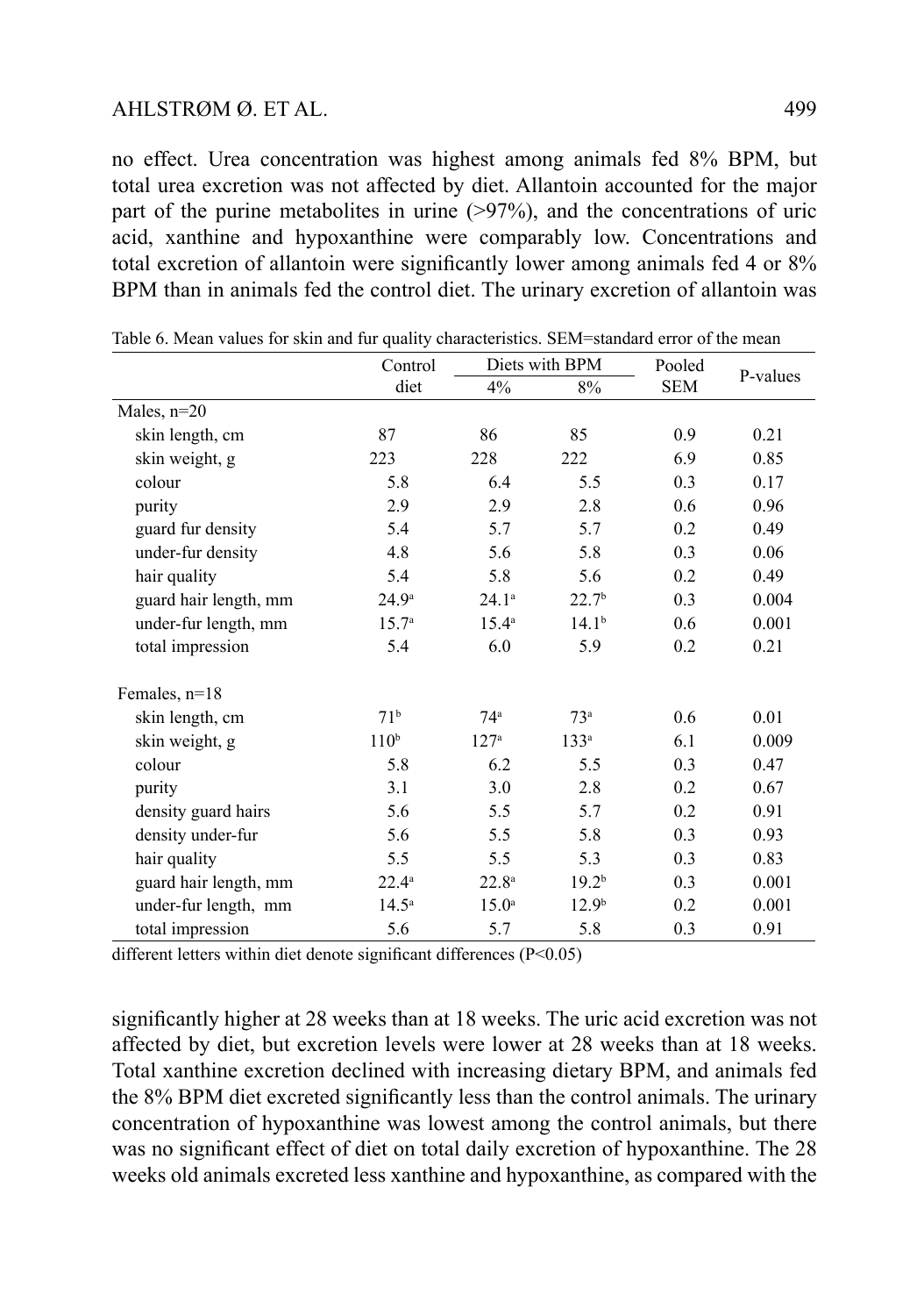no effect. Urea concentration was highest among animals fed 8% BPM, but total urea excretion was not affected by diet. Allantoin accounted for the major part of the purine metabolites in urine (>97%), and the concentrations of uric acid, xanthine and hypoxanthine were comparably low. Concentrations and total excretion of allantoin were significantly lower among animals fed 4 or 8% BPM than in animals fed the control diet. The urinary excretion of allantoin was

Table 6. Mean values for skin and fur quality characteristics. SEM=standard error of the mean

| | Control diet | Diets with BPM | | Pooled SEM | P-values |
|---|---|---|---|---|---|
| | | 4% | 8% | | |
| Males, n=20 | | | | | |
| skin length, cm | 87 | 86 | 85 | 0.9 | 0.21 |
| skin weight, g | 223 | 228 | 222 | 6.9 | 0.85 |
| colour | 5.8 | 6.4 | 5.5 | 0.3 | 0.17 |
| purity | 2.9 | 2.9 | 2.8 | 0.6 | 0.96 |
| guard fur density | 5.4 | 5.7 | 5.7 | 0.2 | 0.49 |
| under-fur density | 4.8 | 5.6 | 5.8 | 0.3 | 0.06 |
| hair quality | 5.4 | 5.8 | 5.6 | 0.2 | 0.49 |
| guard hair length, mm | 24.9[a] | 24.1[a] | 22.7[b] | 0.3 | 0.004 |
| under-fur length, mm | 15.7[a] | 15.4[a] | 14.1[b] | 0.6 | 0.001 |
| total impression | 5.4 | 6.0 | 5.9 | 0.2 | 0.21 |
| Females, n=18 | | | | | |
| skin length, cm | 71[b] | 74[a] | 73[a] | 0.6 | 0.01 |
| skin weight, g | 110[b] | 127[a] | 133[a] | 6.1 | 0.009 |
| colour | 5.8 | 6.2 | 5.5 | 0.3 | 0.47 |
| purity | 3.1 | 3.0 | 2.8 | 0.2 | 0.67 |
| density guard hairs | 5.6 | 5.5 | 5.7 | 0.2 | 0.91 |
| density under-fur | 5.6 | 5.5 | 5.8 | 0.3 | 0.93 |
| hair quality | 5.5 | 5.5 | 5.3 | 0.3 | 0.83 |
| guard hair length, mm | 22.4[a] | 22.8[a] | 19.2[b] | 0.3 | 0.001 |
| under-fur length, mm | 14.5[a] | 15.0[a] | 12.9[b] | 0.2 | 0.001 |
| total impression | 5.6 | 5.7 | 5.8 | 0.3 | 0.91 |

different letters within diet denote significant differences ($P<0.05$)

significantly higher at 28 weeks than at 18 weeks. The uric acid excretion was not affected by diet, but excretion levels were lower at 28 weeks than at 18 weeks. Total xanthine excretion declined with increasing dietary BPM, and animals fed the 8% BPM diet excreted significantly less than the control animals. The urinary concentration of hypoxanthine was lowest among the control animals, but there was no significant effect of diet on total daily excretion of hypoxanthine. The 28 weeks old animals excreted less xanthine and hypoxanthine, as compared with the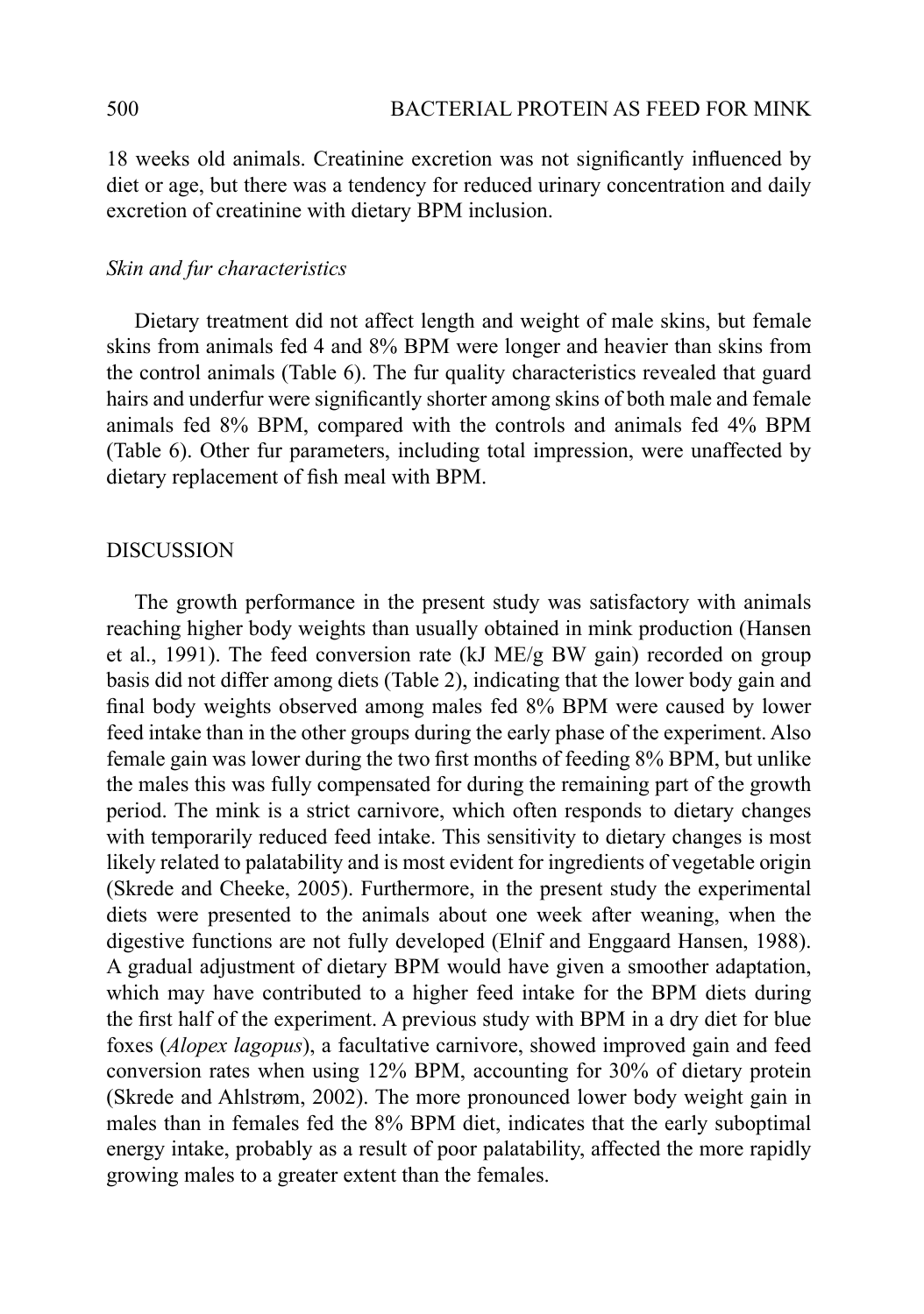18 weeks old animals. Creatinine excretion was not significantly influenced by diet or age, but there was a tendency for reduced urinary concentration and daily excretion of creatinine with dietary BPM inclusion.

### *Skin and fur characteristics*

Dietary treatment did not affect length and weight of male skins, but female skins from animals fed 4 and 8% BPM were longer and heavier than skins from the control animals (Table 6). The fur quality characteristics revealed that guard hairs and underfur were significantly shorter among skins of both male and female animals fed 8% BPM, compared with the controls and animals fed 4% BPM (Table 6). Other fur parameters, including total impression, were unaffected by dietary replacement of fish meal with BPM.

## DISCUSSION

The growth performance in the present study was satisfactory with animals reaching higher body weights than usually obtained in mink production (Hansen et al., 1991). The feed conversion rate (kJ ME/g BW gain) recorded on group basis did not differ among diets (Table 2), indicating that the lower body gain and final body weights observed among males fed 8% BPM were caused by lower feed intake than in the other groups during the early phase of the experiment. Also female gain was lower during the two first months of feeding 8% BPM, but unlike the males this was fully compensated for during the remaining part of the growth period. The mink is a strict carnivore, which often responds to dietary changes with temporarily reduced feed intake. This sensitivity to dietary changes is most likely related to palatability and is most evident for ingredients of vegetable origin (Skrede and Cheeke, 2005). Furthermore, in the present study the experimental diets were presented to the animals about one week after weaning, when the digestive functions are not fully developed (Elnif and Enggaard Hansen, 1988). A gradual adjustment of dietary BPM would have given a smoother adaptation, which may have contributed to a higher feed intake for the BPM diets during the first half of the experiment. A previous study with BPM in a dry diet for blue foxes (*Alopex lagopus*), a facultative carnivore, showed improved gain and feed conversion rates when using 12% BPM, accounting for 30% of dietary protein (Skrede and Ahlstrøm, 2002). The more pronounced lower body weight gain in males than in females fed the 8% BPM diet, indicates that the early suboptimal energy intake, probably as a result of poor palatability, affected the more rapidly growing males to a greater extent than the females.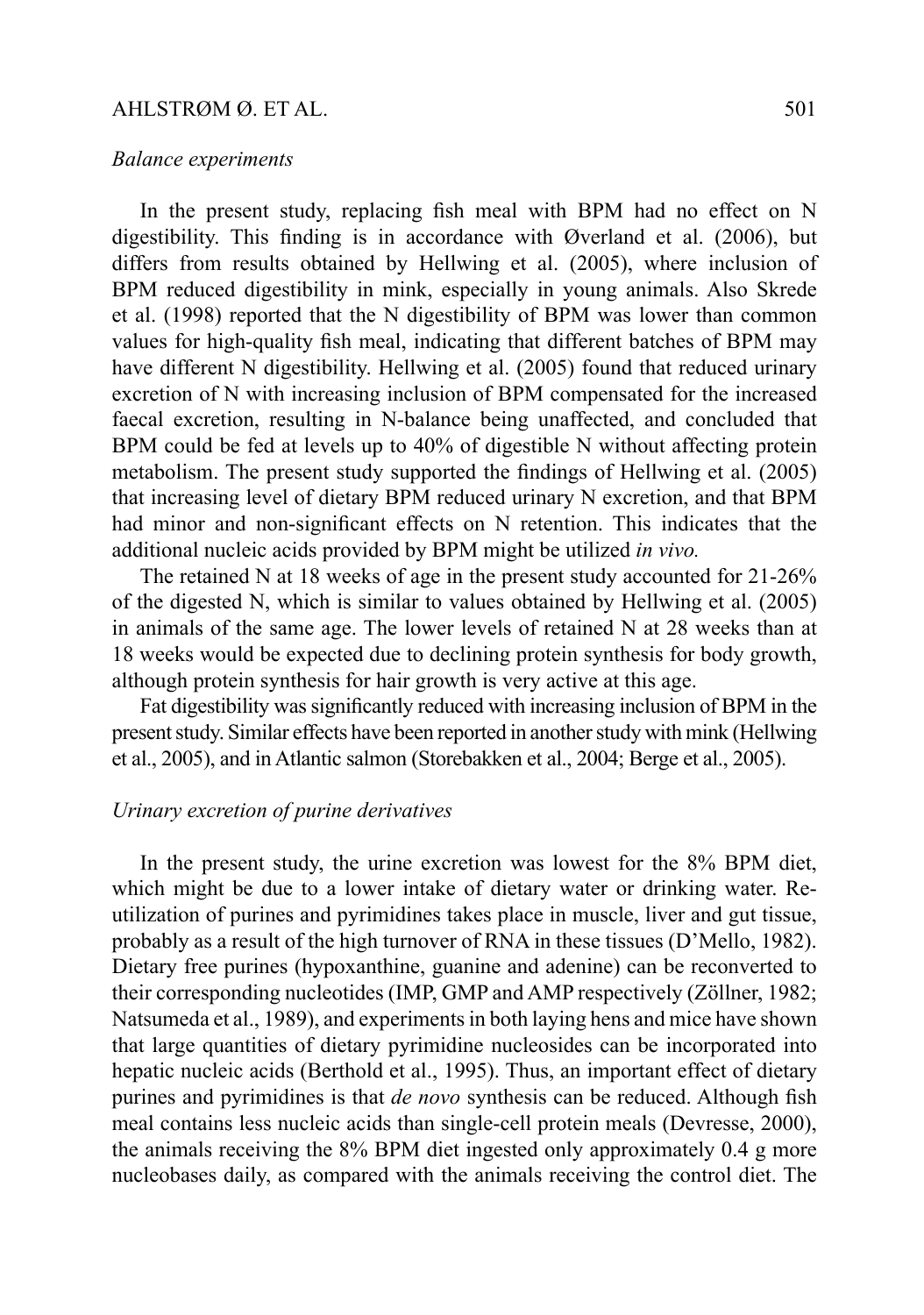### *Balance experiments*

In the present study, replacing fish meal with BPM had no effect on N digestibility. This finding is in accordance with Øverland et al. (2006), but differs from results obtained by Hellwing et al. (2005), where inclusion of BPM reduced digestibility in mink, especially in young animals. Also Skrede et al. (1998) reported that the N digestibility of BPM was lower than common values for high-quality fish meal, indicating that different batches of BPM may have different N digestibility. Hellwing et al. (2005) found that reduced urinary excretion of N with increasing inclusion of BPM compensated for the increased faecal excretion, resulting in N-balance being unaffected, and concluded that BPM could be fed at levels up to 40% of digestible N without affecting protein metabolism. The present study supported the findings of Hellwing et al. (2005) that increasing level of dietary BPM reduced urinary N excretion, and that BPM had minor and non-significant effects on N retention. This indicates that the additional nucleic acids provided by BPM might be utilized *in vivo.*

The retained N at 18 weeks of age in the present study accounted for 21-26% of the digested N, which is similar to values obtained by Hellwing et al. (2005) in animals of the same age. The lower levels of retained N at 28 weeks than at 18 weeks would be expected due to declining protein synthesis for body growth, although protein synthesis for hair growth is very active at this age.

Fat digestibility was significantly reduced with increasing inclusion of BPM in the present study. Similar effects have been reported in another study with mink (Hellwing et al., 2005), and in Atlantic salmon (Storebakken et al., 2004; Berge et al., 2005).

### *Urinary excretion of purine derivatives*

In the present study, the urine excretion was lowest for the 8% BPM diet, which might be due to a lower intake of dietary water or drinking water. Re-utilization of purines and pyrimidines takes place in muscle, liver and gut tissue, probably as a result of the high turnover of RNA in these tissues (D'Mello, 1982). Dietary free purines (hypoxanthine, guanine and adenine) can be reconverted to their corresponding nucleotides (IMP, GMP and AMP respectively (Zöllner, 1982; Natsumeda et al., 1989), and experiments in both laying hens and mice have shown that large quantities of dietary pyrimidine nucleosides can be incorporated into hepatic nucleic acids (Berthold et al., 1995). Thus, an important effect of dietary purines and pyrimidines is that *de novo* synthesis can be reduced. Although fish meal contains less nucleic acids than single-cell protein meals (Devresse, 2000), the animals receiving the 8% BPM diet ingested only approximately 0.4 g more nucleobases daily, as compared with the animals receiving the control diet. The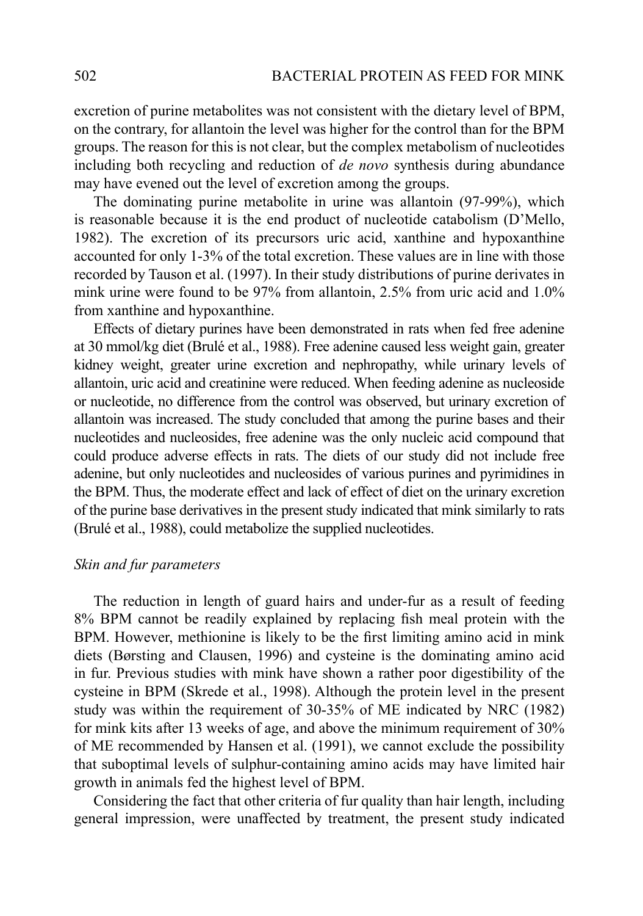excretion of purine metabolites was not consistent with the dietary level of BPM, on the contrary, for allantoin the level was higher for the control than for the BPM groups. The reason for this is not clear, but the complex metabolism of nucleotides including both recycling and reduction of *de novo* synthesis during abundance may have evened out the level of excretion among the groups.

The dominating purine metabolite in urine was allantoin (97-99%), which is reasonable because it is the end product of nucleotide catabolism (D'Mello, 1982). The excretion of its precursors uric acid, xanthine and hypoxanthine accounted for only 1-3% of the total excretion. These values are in line with those recorded by Tauson et al. (1997). In their study distributions of purine derivates in mink urine were found to be 97% from allantoin, 2.5% from uric acid and 1.0% from xanthine and hypoxanthine.

Effects of dietary purines have been demonstrated in rats when fed free adenine at 30 mmol/kg diet (Brulé et al., 1988). Free adenine caused less weight gain, greater kidney weight, greater urine excretion and nephropathy, while urinary levels of allantoin, uric acid and creatinine were reduced. When feeding adenine as nucleoside or nucleotide, no difference from the control was observed, but urinary excretion of allantoin was increased. The study concluded that among the purine bases and their nucleotides and nucleosides, free adenine was the only nucleic acid compound that could produce adverse effects in rats. The diets of our study did not include free adenine, but only nucleotides and nucleosides of various purines and pyrimidines in the BPM. Thus, the moderate effect and lack of effect of diet on the urinary excretion of the purine base derivatives in the present study indicated that mink similarly to rats (Brulé et al., 1988), could metabolize the supplied nucleotides.

### *Skin and fur parameters*

The reduction in length of guard hairs and under-fur as a result of feeding 8% BPM cannot be readily explained by replacing fish meal protein with the BPM. However, methionine is likely to be the first limiting amino acid in mink diets (Børsting and Clausen, 1996) and cysteine is the dominating amino acid in fur. Previous studies with mink have shown a rather poor digestibility of the cysteine in BPM (Skrede et al., 1998). Although the protein level in the present study was within the requirement of 30-35% of ME indicated by NRC (1982) for mink kits after 13 weeks of age, and above the minimum requirement of 30% of ME recommended by Hansen et al. (1991), we cannot exclude the possibility that suboptimal levels of sulphur-containing amino acids may have limited hair growth in animals fed the highest level of BPM.

Considering the fact that other criteria of fur quality than hair length, including general impression, were unaffected by treatment, the present study indicated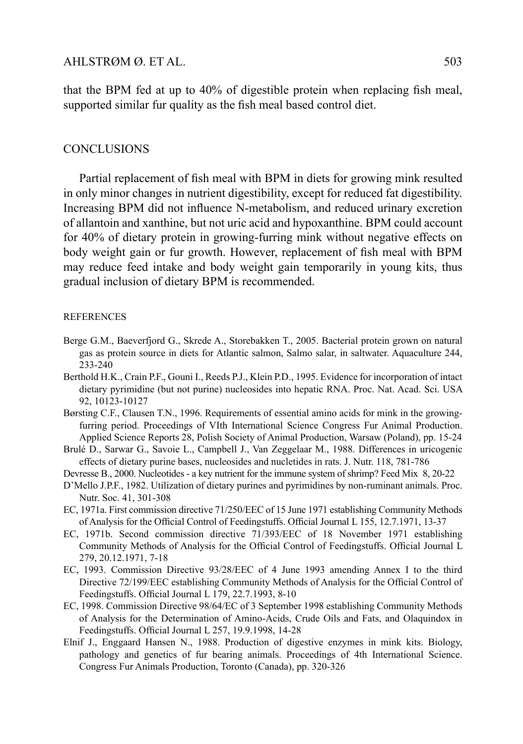that the BPM fed at up to 40% of digestible protein when replacing fish meal, supported similar fur quality as the fish meal based control diet.

## CONCLUSIONS

Partial replacement of fish meal with BPM in diets for growing mink resulted in only minor changes in nutrient digestibility, except for reduced fat digestibility. Increasing BPM did not influence N-metabolism, and reduced urinary excretion of allantoin and xanthine, but not uric acid and hypoxanthine. BPM could account for 40% of dietary protein in growing-furring mink without negative effects on body weight gain or fur growth. However, replacement of fish meal with BPM may reduce feed intake and body weight gain temporarily in young kits, thus gradual inclusion of dietary BPM is recommended.

## REFERENCES

Berge G.M., Baeverfjord G., Skrede A., Storebakken T., 2005. Bacterial protein grown on natural gas as protein source in diets for Atlantic salmon, Salmo salar, in saltwater. Aquaculture 244, 233-240

Berthold H.K., Crain P.F., Gouni I., Reeds P.J., Klein P.D., 1995. Evidence for incorporation of intact dietary pyrimidine (but not purine) nucleosides into hepatic RNA. Proc. Nat. Acad. Sci. USA 92, 10123-10127

Børsting C.F., Clausen T.N., 1996. Requirements of essential amino acids for mink in the growing-furring period. Proceedings of VIth International Science Congress Fur Animal Production. Applied Science Reports 28, Polish Society of Animal Production, Warsaw (Poland), pp. 15-24

Brulé D., Sarwar G., Savoie L., Campbell J., Van Zeggelaar M., 1988. Differences in uricogenic effects of dietary purine bases, nucleosides and nucletides in rats. J. Nutr. 118, 781-786

Devresse B., 2000. Nucleotides - a key nutrient for the immune system of shrimp? Feed Mix 8, 20-22

D'Mello J.P.F., 1982. Utilization of dietary purines and pyrimidines by non-ruminant animals. Proc. Nutr. Soc. 41, 301-308

EC, 1971a. First commission directive 71/250/EEC of 15 June 1971 establishing Community Methods of Analysis for the Official Control of Feedingstuffs. Official Journal L 155, 12.7.1971, 13-37

EC, 1971b. Second commission directive 71/393/EEC of 18 November 1971 establishing Community Methods of Analysis for the Official Control of Feedingstuffs. Official Journal L 279, 20.12.1971, 7-18

EC, 1993. Commission Directive 93/28/EEC of 4 June 1993 amending Annex I to the third Directive 72/199/EEC establishing Community Methods of Analysis for the Official Control of Feedingstuffs. Official Journal L 179, 22.7.1993, 8-10

EC, 1998. Commission Directive 98/64/EC of 3 September 1998 establishing Community Methods of Analysis for the Determination of Amino-Acids, Crude Oils and Fats, and Olaquindox in Feedingstuffs. Official Journal L 257, 19.9.1998, 14-28

Elnif J., Enggaard Hansen N., 1988. Production of digestive enzymes in mink kits. Biology, pathology and genetics of fur bearing animals. Proceedings of 4th International Science. Congress Fur Animals Production, Toronto (Canada), pp. 320-326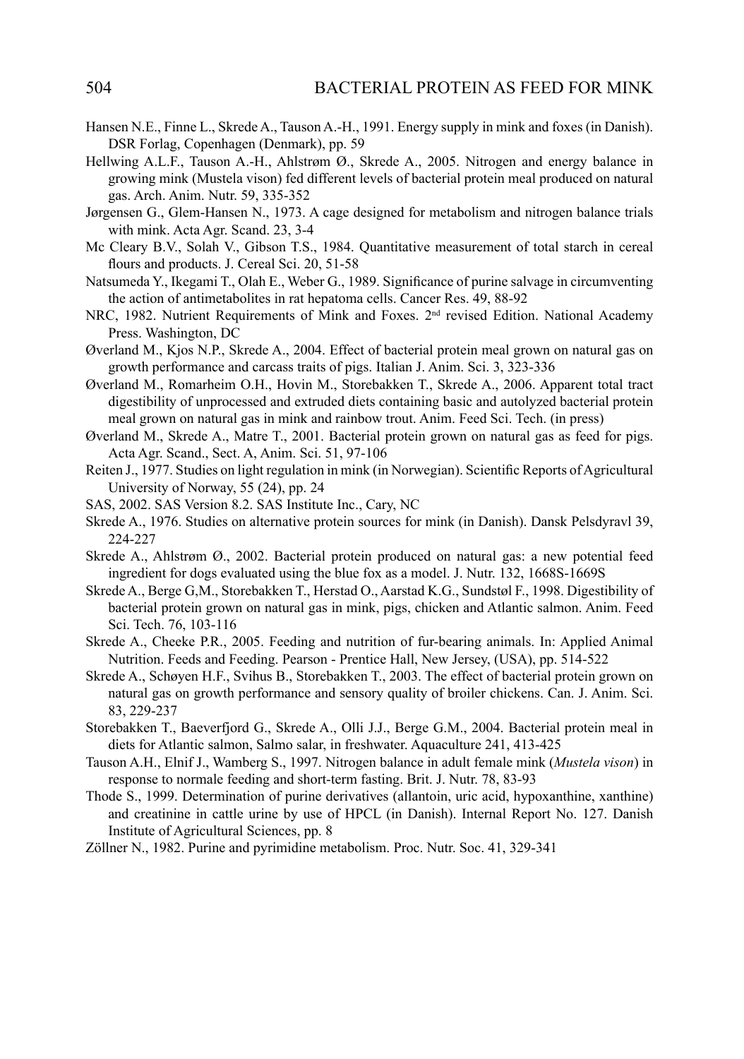Hansen N.E., Finne L., Skrede A., Tauson A.-H., 1991. Energy supply in mink and foxes (in Danish). DSR Forlag, Copenhagen (Denmark), pp. 59

Hellwing A.L.F., Tauson A.-H., Ahlstrøm Ø., Skrede A., 2005. Nitrogen and energy balance in growing mink (Mustela vison) fed different levels of bacterial protein meal produced on natural gas. Arch. Anim. Nutr. 59, 335-352

Jørgensen G., Glem-Hansen N., 1973. A cage designed for metabolism and nitrogen balance trials with mink. Acta Agr. Scand. 23, 3-4

Mc Cleary B.V., Solah V., Gibson T.S., 1984. Quantitative measurement of total starch in cereal flours and products. J. Cereal Sci. 20, 51-58

Natsumeda Y., Ikegami T., Olah E., Weber G., 1989. Significance of purine salvage in circumventing the action of antimetabolites in rat hepatoma cells. Cancer Res. 49, 88-92

NRC, 1982. Nutrient Requirements of Mink and Foxes. 2nd revised Edition. National Academy Press. Washington, DC

Øverland M., Kjos N.P., Skrede A., 2004. Effect of bacterial protein meal grown on natural gas on growth performance and carcass traits of pigs. Italian J. Anim. Sci. 3, 323-336

Øverland M., Romarheim O.H., Hovin M., Storebakken T., Skrede A., 2006. Apparent total tract digestibility of unprocessed and extruded diets containing basic and autolyzed bacterial protein meal grown on natural gas in mink and rainbow trout. Anim. Feed Sci. Tech. (in press)

Øverland M., Skrede A., Matre T., 2001. Bacterial protein grown on natural gas as feed for pigs. Acta Agr. Scand., Sect. A, Anim. Sci. 51, 97-106

Reiten J., 1977. Studies on light regulation in mink (in Norwegian). Scientific Reports of Agricultural University of Norway, 55 (24), pp. 24

SAS, 2002. SAS Version 8.2. SAS Institute Inc., Cary, NC

Skrede A., 1976. Studies on alternative protein sources for mink (in Danish). Dansk Pelsdyravl 39, 224-227

Skrede A., Ahlstrøm Ø., 2002. Bacterial protein produced on natural gas: a new potential feed ingredient for dogs evaluated using the blue fox as a model. J. Nutr. 132, 1668S-1669S

Skrede A., Berge G,M., Storebakken T., Herstad O., Aarstad K.G., Sundstøl F., 1998. Digestibility of bacterial protein grown on natural gas in mink, pigs, chicken and Atlantic salmon. Anim. Feed Sci. Tech. 76, 103-116

Skrede A., Cheeke P.R., 2005. Feeding and nutrition of fur-bearing animals. In: Applied Animal Nutrition. Feeds and Feeding. Pearson - Prentice Hall, New Jersey, (USA), pp. 514-522

Skrede A., Schøyen H.F., Svihus B., Storebakken T., 2003. The effect of bacterial protein grown on natural gas on growth performance and sensory quality of broiler chickens. Can. J. Anim. Sci. 83, 229-237

Storebakken T., Baeverfjord G., Skrede A., Olli J.J., Berge G.M., 2004. Bacterial protein meal in diets for Atlantic salmon, Salmo salar, in freshwater. Aquaculture 241, 413-425

Tauson A.H., Elnif J., Wamberg S., 1997. Nitrogen balance in adult female mink (*Mustela vison*) in response to normale feeding and short-term fasting. Brit. J. Nutr. 78, 83-93

Thode S., 1999. Determination of purine derivatives (allantoin, uric acid, hypoxanthine, xanthine) and creatinine in cattle urine by use of HPCL (in Danish). Internal Report No. 127. Danish Institute of Agricultural Sciences, pp. 8

Zöllner N., 1982. Purine and pyrimidine metabolism. Proc. Nutr. Soc. 41, 329-341